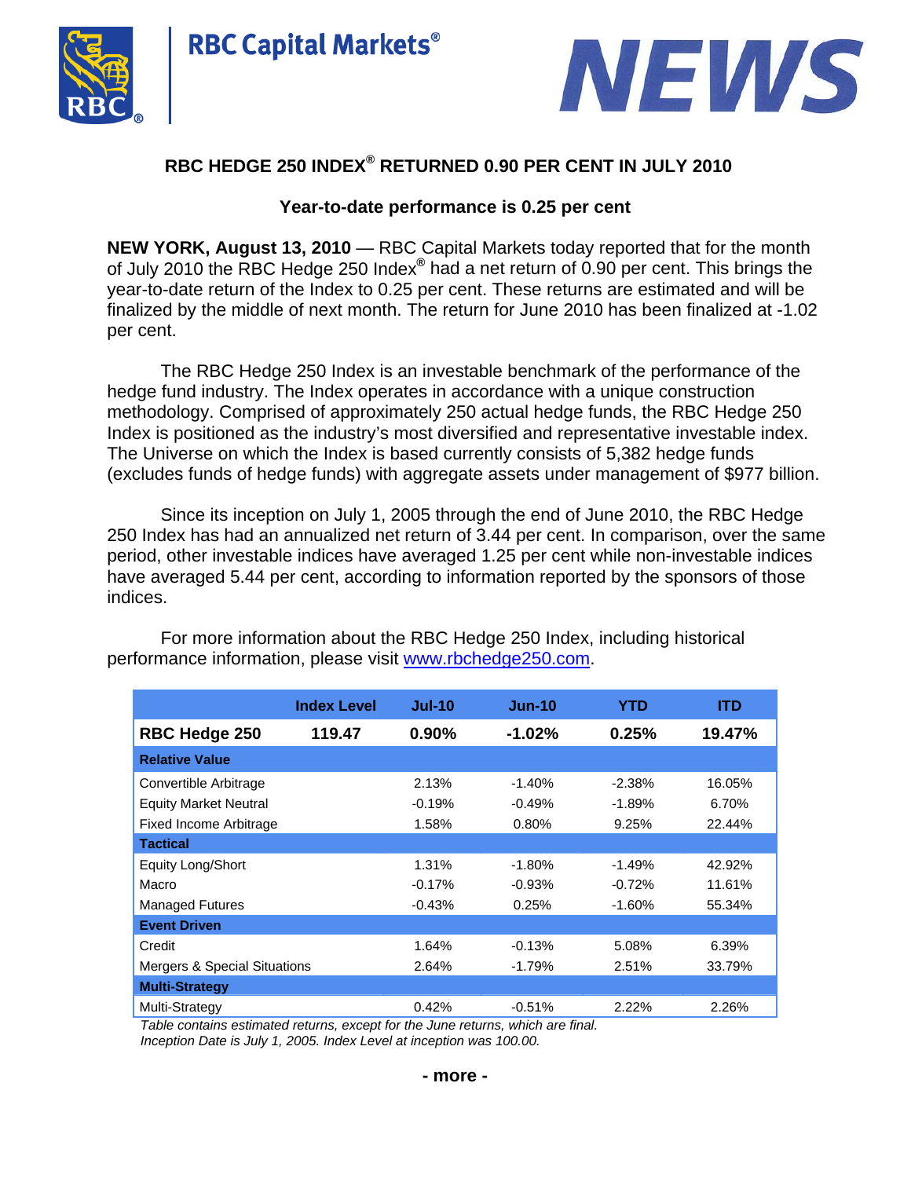RBC Capital Markets®

NEWS

## RBC HEDGE 250 INDEX® RETURNED 0.90 PER CENT IN JULY 2010

### Year-to-date performance is 0.25 per cent

**NEW YORK, August 13, 2010** — RBC Capital Markets today reported that for the month of July 2010 the RBC Hedge 250 Index® had a net return of 0.90 per cent. This brings the year-to-date return of the Index to 0.25 per cent. These returns are estimated and will be finalized by the middle of next month. The return for June 2010 has been finalized at -1.02 per cent.

The RBC Hedge 250 Index is an investable benchmark of the performance of the hedge fund industry. The Index operates in accordance with a unique construction methodology. Comprised of approximately 250 actual hedge funds, the RBC Hedge 250 Index is positioned as the industry's most diversified and representative investable index. The Universe on which the Index is based currently consists of 5,382 hedge funds (excludes funds of hedge funds) with aggregate assets under management of $977 billion.

Since its inception on July 1, 2005 through the end of June 2010, the RBC Hedge 250 Index has had an annualized net return of 3.44 per cent. In comparison, over the same period, other investable indices have averaged 1.25 per cent while non-investable indices have averaged 5.44 per cent, according to information reported by the sponsors of those indices.

For more information about the RBC Hedge 250 Index, including historical performance information, please visit www.rbchedge250.com.

| | Index Level | Jul-10 | Jun-10 | YTD | ITD |
|---|---|---|---|---|---|
| **RBC Hedge 250** | **119.47** | **0.90%** | **-1.02%** | **0.25%** | **19.47%** |
| **Relative Value** | | | | | |
| Convertible Arbitrage | | 2.13% | -1.40% | -2.38% | 16.05% |
| Equity Market Neutral | | -0.19% | -0.49% | -1.89% | 6.70% |
| Fixed Income Arbitrage | | 1.58% | 0.80% | 9.25% | 22.44% |
| **Tactical** | | | | | |
| Equity Long/Short | | 1.31% | -1.80% | -1.49% | 42.92% |
| Macro | | -0.17% | -0.93% | -0.72% | 11.61% |
| Managed Futures | | -0.43% | 0.25% | -1.60% | 55.34% |
| **Event Driven** | | | | | |
| Credit | | 1.64% | -0.13% | 5.08% | 6.39% |
| Mergers & Special Situations | | 2.64% | -1.79% | 2.51% | 33.79% |
| **Multi-Strategy** | | | | | |
| Multi-Strategy | | 0.42% | -0.51% | 2.22% | 2.26% |

*Table contains estimated returns, except for the June returns, which are final.*
*Inception Date is July 1, 2005. Index Level at inception was 100.00.*

**- more -**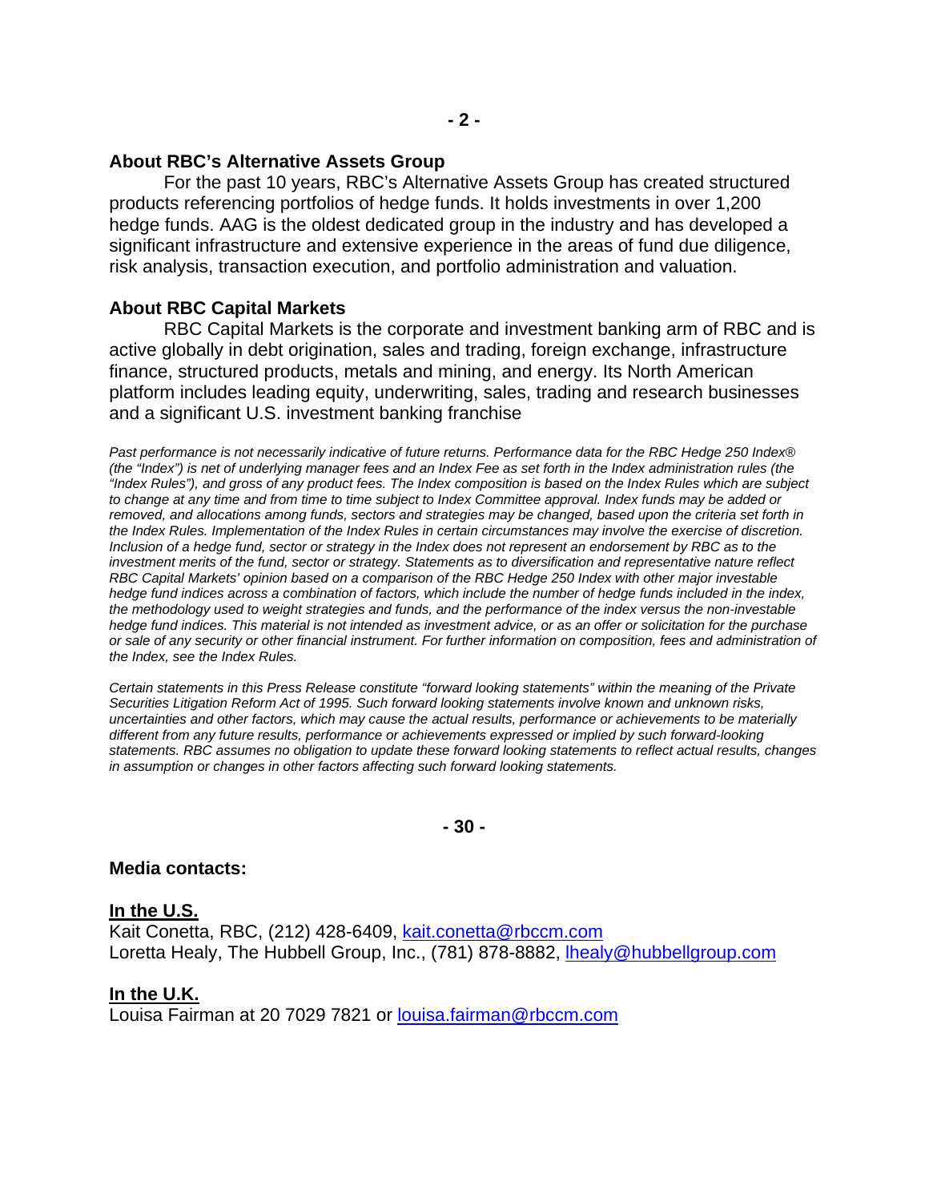**About RBC's Alternative Assets Group**

For the past 10 years, RBC's Alternative Assets Group has created structured products referencing portfolios of hedge funds. It holds investments in over 1,200 hedge funds. AAG is the oldest dedicated group in the industry and has developed a significant infrastructure and extensive experience in the areas of fund due diligence, risk analysis, transaction execution, and portfolio administration and valuation.

**About RBC Capital Markets**

RBC Capital Markets is the corporate and investment banking arm of RBC and is active globally in debt origination, sales and trading, foreign exchange, infrastructure finance, structured products, metals and mining, and energy. Its North American platform includes leading equity, underwriting, sales, trading and research businesses and a significant U.S. investment banking franchise

*Past performance is not necessarily indicative of future returns. Performance data for the RBC Hedge 250 Index® (the "Index") is net of underlying manager fees and an Index Fee as set forth in the Index administration rules (the "Index Rules"), and gross of any product fees. The Index composition is based on the Index Rules which are subject to change at any time and from time to time subject to Index Committee approval. Index funds may be added or removed, and allocations among funds, sectors and strategies may be changed, based upon the criteria set forth in the Index Rules. Implementation of the Index Rules in certain circumstances may involve the exercise of discretion. Inclusion of a hedge fund, sector or strategy in the Index does not represent an endorsement by RBC as to the investment merits of the fund, sector or strategy. Statements as to diversification and representative nature reflect RBC Capital Markets' opinion based on a comparison of the RBC Hedge 250 Index with other major investable hedge fund indices across a combination of factors, which include the number of hedge funds included in the index, the methodology used to weight strategies and funds, and the performance of the index versus the non-investable hedge fund indices. This material is not intended as investment advice, or as an offer or solicitation for the purchase or sale of any security or other financial instrument. For further information on composition, fees and administration of the Index, see the Index Rules.*

*Certain statements in this Press Release constitute "forward looking statements" within the meaning of the Private Securities Litigation Reform Act of 1995. Such forward looking statements involve known and unknown risks, uncertainties and other factors, which may cause the actual results, performance or achievements to be materially different from any future results, performance or achievements expressed or implied by such forward-looking statements. RBC assumes no obligation to update these forward looking statements to reflect actual results, changes in assumption or changes in other factors affecting such forward looking statements.*

**- 30 -**

**Media contacts:**

**In the U.S.**

Kait Conetta, RBC, (212) 428-6409, kait.conetta@rbccm.com
Loretta Healy, The Hubbell Group, Inc., (781) 878-8882, lhealy@hubbellgroup.com

**In the U.K.**

Louisa Fairman at 20 7029 7821 or louisa.fairman@rbccm.com